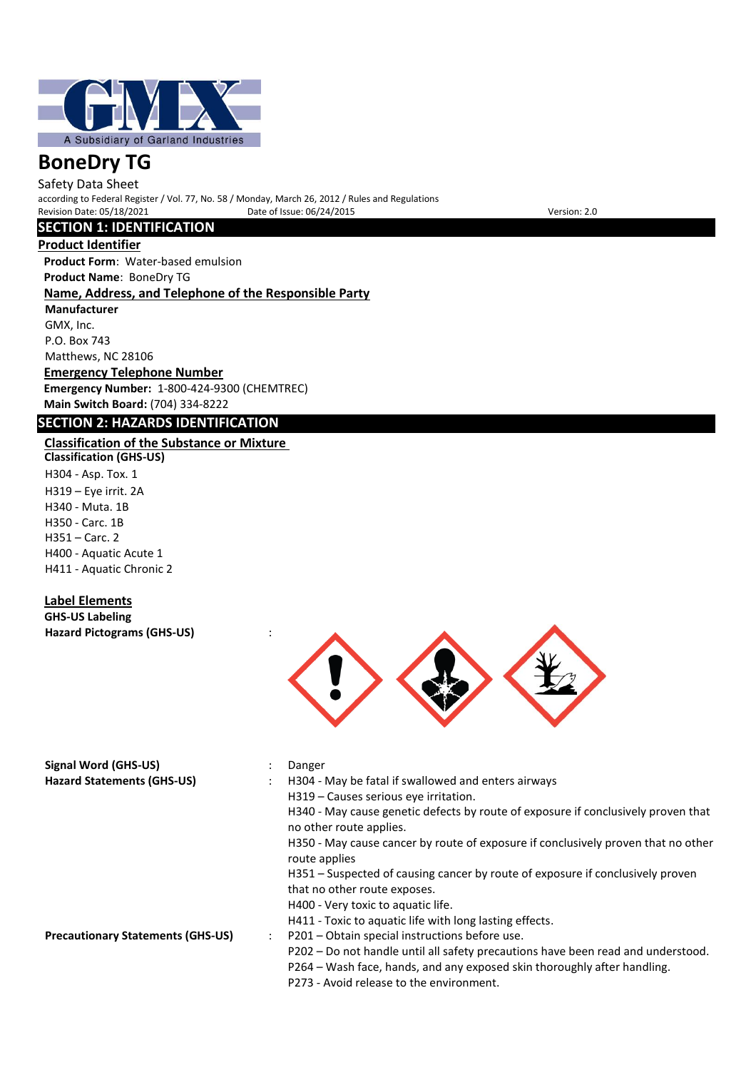A Subsidiary of Garland Industries

# BoneDry TG

Safety Data Sheet

according to Federal Register / Vol. 77, No. 58 / Monday, March 26, 2012 / Rules and Regulations

Revision Date: 05/18/2021 Date of Issue: 06/24/2015 Version: 2.0

## SECTION 1: IDENTIFICATION

### Product Identifier

**Product Form**: Water-based emulsion

**Product Name**: BoneDry TG

### Name, Address, and Telephone of the Responsible Party

**Manufacturer**

GMX, Inc.
P.O. Box 743
Matthews, NC 28106

### Emergency Telephone Number

**Emergency Number:** 1-800-424-9300 (CHEMTREC)

**Main Switch Board:** (704) 334-8222

## SECTION 2: HAZARDS IDENTIFICATION

### Classification of the Substance or Mixture

**Classification (GHS-US)**

H304 - Asp. Tox. 1
H319 – Eye irrit. 2A
H340 - Muta. 1B
H350 - Carc. 1B
H351 – Carc. 2
H400 - Aquatic Acute 1
H411 - Aquatic Chronic 2

### Label Elements

**GHS-US Labeling**

**Hazard Pictograms (GHS-US)** :

**Signal Word (GHS-US)** : Danger

**Hazard Statements (GHS-US)** :
H304 - May be fatal if swallowed and enters airways
H319 – Causes serious eye irritation.
H340 - May cause genetic defects by route of exposure if conclusively proven that no other route applies.
H350 - May cause cancer by route of exposure if conclusively proven that no other route applies
H351 – Suspected of causing cancer by route of exposure if conclusively proven that no other route exposes.
H400 - Very toxic to aquatic life.
H411 - Toxic to aquatic life with long lasting effects.

**Precautionary Statements (GHS-US)** :
P201 – Obtain special instructions before use.
P202 – Do not handle until all safety precautions have been read and understood.
P264 – Wash face, hands, and any exposed skin thoroughly after handling.
P273 - Avoid release to the environment.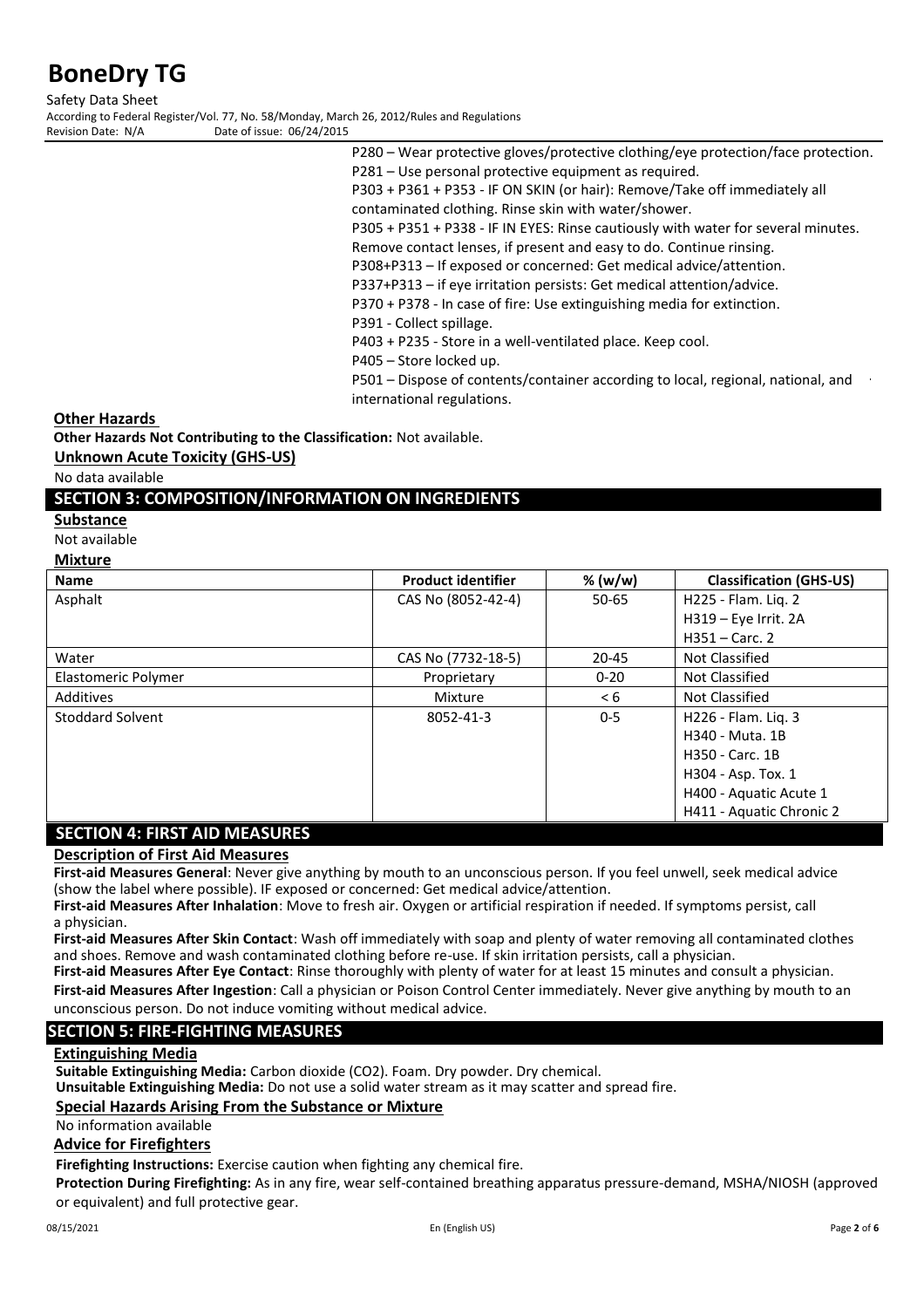P280 – Wear protective gloves/protective clothing/eye protection/face protection.
P281 – Use personal protective equipment as required.
P303 + P361 + P353 - IF ON SKIN (or hair): Remove/Take off immediately all contaminated clothing. Rinse skin with water/shower.
P305 + P351 + P338 - IF IN EYES: Rinse cautiously with water for several minutes. Remove contact lenses, if present and easy to do. Continue rinsing.
P308+P313 – If exposed or concerned: Get medical advice/attention.
P337+P313 – if eye irritation persists: Get medical attention/advice.
P370 + P378 - In case of fire: Use extinguishing media for extinction.
P391 - Collect spillage.
P403 + P235 - Store in a well-ventilated place. Keep cool.
P405 – Store locked up.
P501 – Dispose of contents/container according to local, regional, national, and international regulations.

**Other Hazards**

**Other Hazards Not Contributing to the Classification:** Not available.

**Unknown Acute Toxicity (GHS-US)**

No data available

## SECTION 3: COMPOSITION/INFORMATION ON INGREDIENTS

**Substance**

Not available

**Mixture**

| Name | Product identifier | % (w/w) | Classification (GHS-US) |
|---|---|---|---|
| Asphalt | CAS No (8052-42-4) | 50-65 | H225 - Flam. Liq. 2<br>H319 – Eye Irrit. 2A<br>H351 – Carc. 2 |
| Water | CAS No (7732-18-5) | 20-45 | Not Classified |
| Elastomeric Polymer | Proprietary | 0-20 | Not Classified |
| Additives | Mixture | < 6 | Not Classified |
| Stoddard Solvent | 8052-41-3 | 0-5 | H226 - Flam. Liq. 3<br>H340 - Muta. 1B<br>H350 - Carc. 1B<br>H304 - Asp. Tox. 1<br>H400 - Aquatic Acute 1<br>H411 - Aquatic Chronic 2 |

## SECTION 4: FIRST AID MEASURES

**Description of First Aid Measures**

**First-aid Measures General**: Never give anything by mouth to an unconscious person. If you feel unwell, seek medical advice (show the label where possible). IF exposed or concerned: Get medical advice/attention.

**First-aid Measures After Inhalation**: Move to fresh air. Oxygen or artificial respiration if needed. If symptoms persist, call a physician.

**First-aid Measures After Skin Contact**: Wash off immediately with soap and plenty of water removing all contaminated clothes and shoes. Remove and wash contaminated clothing before re-use. If skin irritation persists, call a physician.

**First-aid Measures After Eye Contact**: Rinse thoroughly with plenty of water for at least 15 minutes and consult a physician.

**First-aid Measures After Ingestion**: Call a physician or Poison Control Center immediately. Never give anything by mouth to an unconscious person. Do not induce vomiting without medical advice.

## SECTION 5: FIRE-FIGHTING MEASURES

**Extinguishing Media**

**Suitable Extinguishing Media:** Carbon dioxide ($CO_2$). Foam. Dry powder. Dry chemical.

**Unsuitable Extinguishing Media:** Do not use a solid water stream as it may scatter and spread fire.

**Special Hazards Arising From the Substance or Mixture**

No information available

**Advice for Firefighters**

**Firefighting Instructions:** Exercise caution when fighting any chemical fire.

**Protection During Firefighting:** As in any fire, wear self-contained breathing apparatus pressure-demand, MSHA/NIOSH (approved or equivalent) and full protective gear.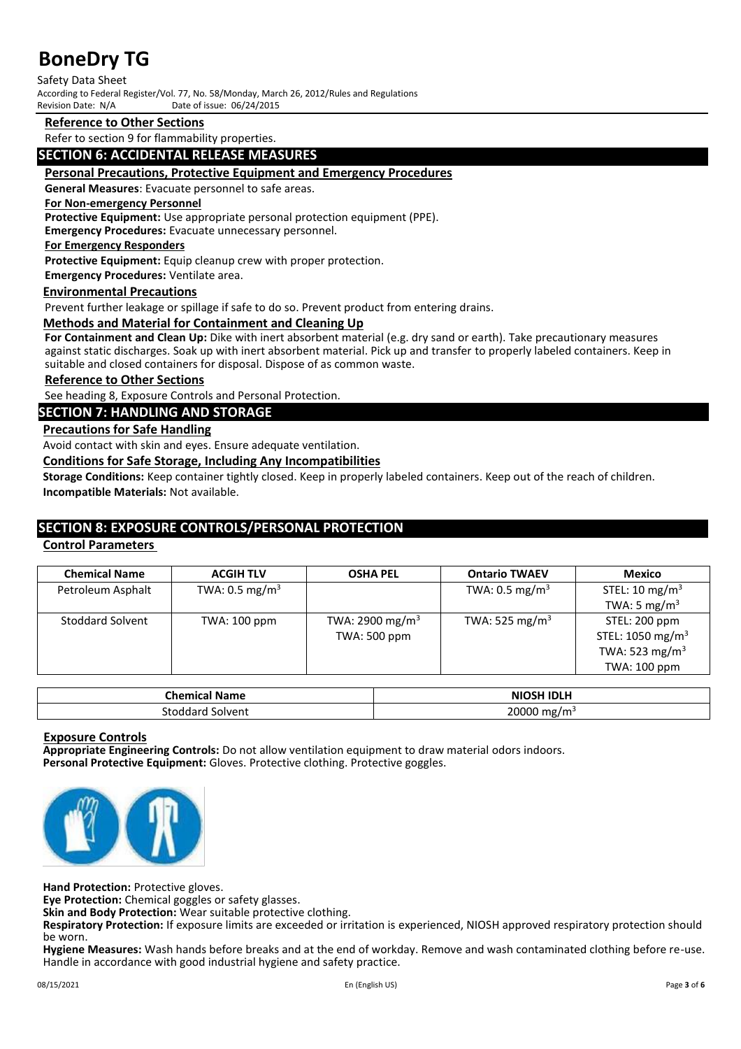### Reference to Other Sections

Refer to section 9 for flammability properties.

## SECTION 6: ACCIDENTAL RELEASE MEASURES

### Personal Precautions, Protective Equipment and Emergency Procedures

**General Measures**: Evacuate personnel to safe areas.

**For Non-emergency Personnel**

**Protective Equipment:** Use appropriate personal protection equipment (PPE).

**Emergency Procedures:** Evacuate unnecessary personnel.

**For Emergency Responders**

**Protective Equipment:** Equip cleanup crew with proper protection.

**Emergency Procedures:** Ventilate area.

### Environmental Precautions

Prevent further leakage or spillage if safe to do so. Prevent product from entering drains.

### Methods and Material for Containment and Cleaning Up

**For Containment and Clean Up:** Dike with inert absorbent material (e.g. dry sand or earth). Take precautionary measures against static discharges. Soak up with inert absorbent material. Pick up and transfer to properly labeled containers. Keep in suitable and closed containers for disposal. Dispose of as common waste.

### Reference to Other Sections

See heading 8, Exposure Controls and Personal Protection.

## SECTION 7: HANDLING AND STORAGE

### Precautions for Safe Handling

Avoid contact with skin and eyes. Ensure adequate ventilation.

### Conditions for Safe Storage, Including Any Incompatibilities

**Storage Conditions:** Keep container tightly closed. Keep in properly labeled containers. Keep out of the reach of children.

**Incompatible Materials:** Not available.

## SECTION 8: EXPOSURE CONTROLS/PERSONAL PROTECTION

### Control Parameters

| Chemical Name | ACGIH TLV | OSHA PEL | Ontario TWAEV | Mexico |
|---|---|---|---|---|
| Petroleum Asphalt | TWA: 0.5 mg/$m^3$ | | TWA: 0.5 mg/$m^3$ | STEL: 10 mg/$m^3$<br>TWA: 5 mg/$m^3$ |
| Stoddard Solvent | TWA: 100 ppm | TWA: 2900 mg/$m^3$<br>TWA: 500 ppm | TWA: 525 mg/$m^3$ | STEL: 200 ppm<br>STEL: 1050 mg/$m^3$<br>TWA: 523 mg/$m^3$<br>TWA: 100 ppm |

| Chemical Name | NIOSH IDLH |
|---|---|
| Stoddard Solvent | 20000 mg/$m^3$ |

### Exposure Controls

**Appropriate Engineering Controls:** Do not allow ventilation equipment to draw material odors indoors.

**Personal Protective Equipment:** Gloves. Protective clothing. Protective goggles.

**Hand Protection:** Protective gloves.

**Eye Protection:** Chemical goggles or safety glasses.

**Skin and Body Protection:** Wear suitable protective clothing.

**Respiratory Protection:** If exposure limits are exceeded or irritation is experienced, NIOSH approved respiratory protection should be worn.

**Hygiene Measures:** Wash hands before breaks and at the end of workday. Remove and wash contaminated clothing before re-use. Handle in accordance with good industrial hygiene and safety practice.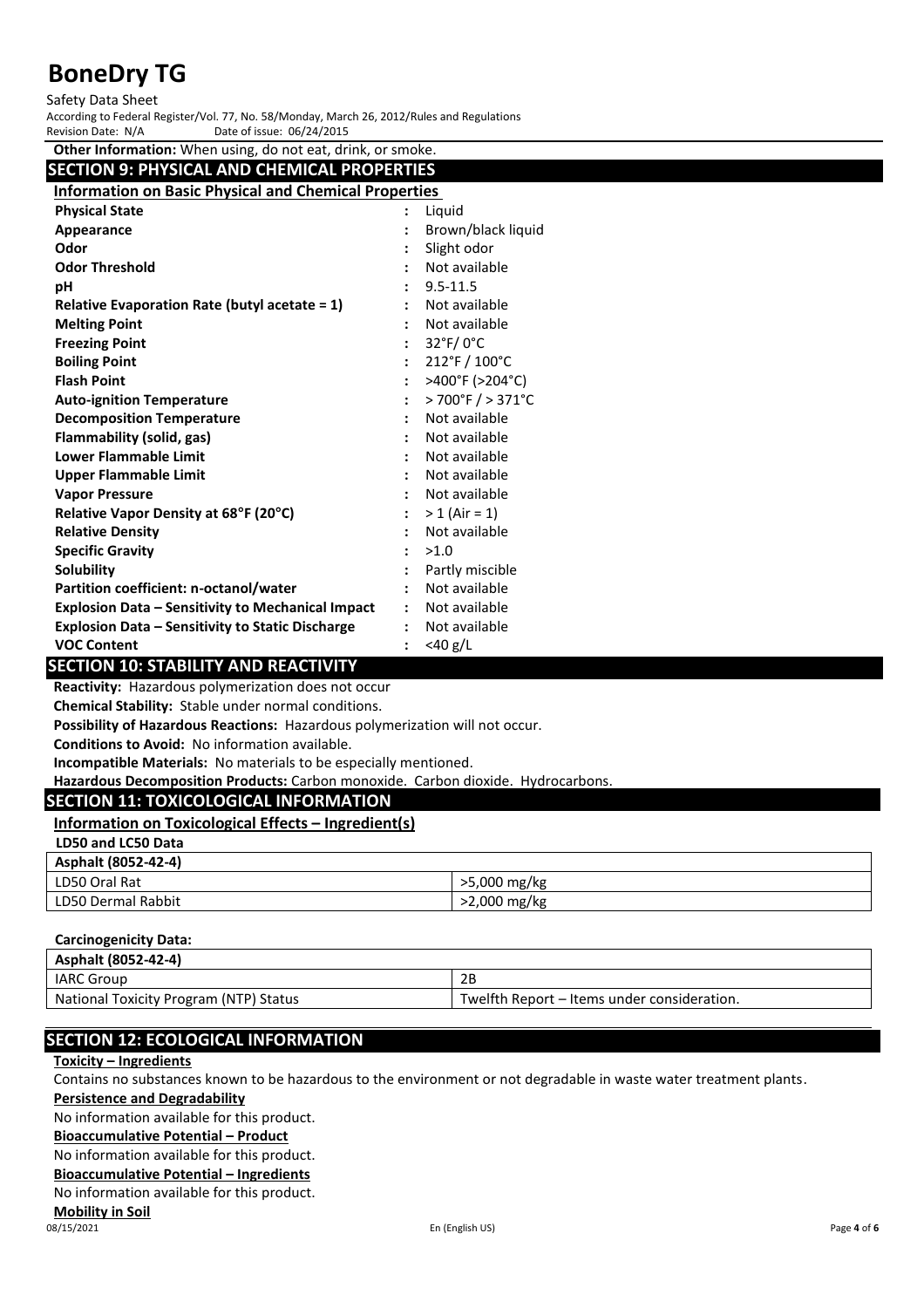**Other Information:** When using, do not eat, drink, or smoke.

## SECTION 9: PHYSICAL AND CHEMICAL PROPERTIES

### Information on Basic Physical and Chemical Properties

| Property | | Value |
|---|---|---|
| **Physical State** | : | Liquid |
| **Appearance** | : | Brown/black liquid |
| **Odor** | : | Slight odor |
| **Odor Threshold** | : | Not available |
| **pH** | : | 9.5-11.5 |
| **Relative Evaporation Rate (butyl acetate = 1)** | : | Not available |
| **Melting Point** | : | Not available |
| **Freezing Point** | : | 32°F/ 0°C |
| **Boiling Point** | : | 212°F / 100°C |
| **Flash Point** | : | >400°F (>204°C) |
| **Auto-ignition Temperature** | : | > 700°F / > 371°C |
| **Decomposition Temperature** | : | Not available |
| **Flammability (solid, gas)** | : | Not available |
| **Lower Flammable Limit** | : | Not available |
| **Upper Flammable Limit** | : | Not available |
| **Vapor Pressure** | : | Not available |
| **Relative Vapor Density at 68°F (20°C)** | : | > 1 (Air = 1) |
| **Relative Density** | : | Not available |
| **Specific Gravity** | : | >1.0 |
| **Solubility** | : | Partly miscible |
| **Partition coefficient: n-octanol/water** | : | Not available |
| **Explosion Data – Sensitivity to Mechanical Impact** | : | Not available |
| **Explosion Data – Sensitivity to Static Discharge** | : | Not available |
| **VOC Content** | : | <40 g/L |

## SECTION 10: STABILITY AND REACTIVITY

**Reactivity:** Hazardous polymerization does not occur

**Chemical Stability:** Stable under normal conditions.

**Possibility of Hazardous Reactions:** Hazardous polymerization will not occur.

**Conditions to Avoid:** No information available.

**Incompatible Materials:** No materials to be especially mentioned.

**Hazardous Decomposition Products:** Carbon monoxide. Carbon dioxide. Hydrocarbons.

## SECTION 11: TOXICOLOGICAL INFORMATION

### Information on Toxicological Effects – Ingredient(s)

**LD50 and LC50 Data**

| Asphalt (8052-42-4) | |
|---|---|
| LD50 Oral Rat | >5,000 mg/kg |
| LD50 Dermal Rabbit | >2,000 mg/kg |

**Carcinogenicity Data:**

| Asphalt (8052-42-4) | |
|---|---|
| IARC Group | 2B |
| National Toxicity Program (NTP) Status | Twelfth Report – Items under consideration. |

## SECTION 12: ECOLOGICAL INFORMATION

**Toxicity – Ingredients**

Contains no substances known to be hazardous to the environment or not degradable in waste water treatment plants.

**Persistence and Degradability**

No information available for this product.

**Bioaccumulative Potential – Product**

No information available for this product.

**Bioaccumulative Potential – Ingredients**

No information available for this product.

**Mobility in Soil**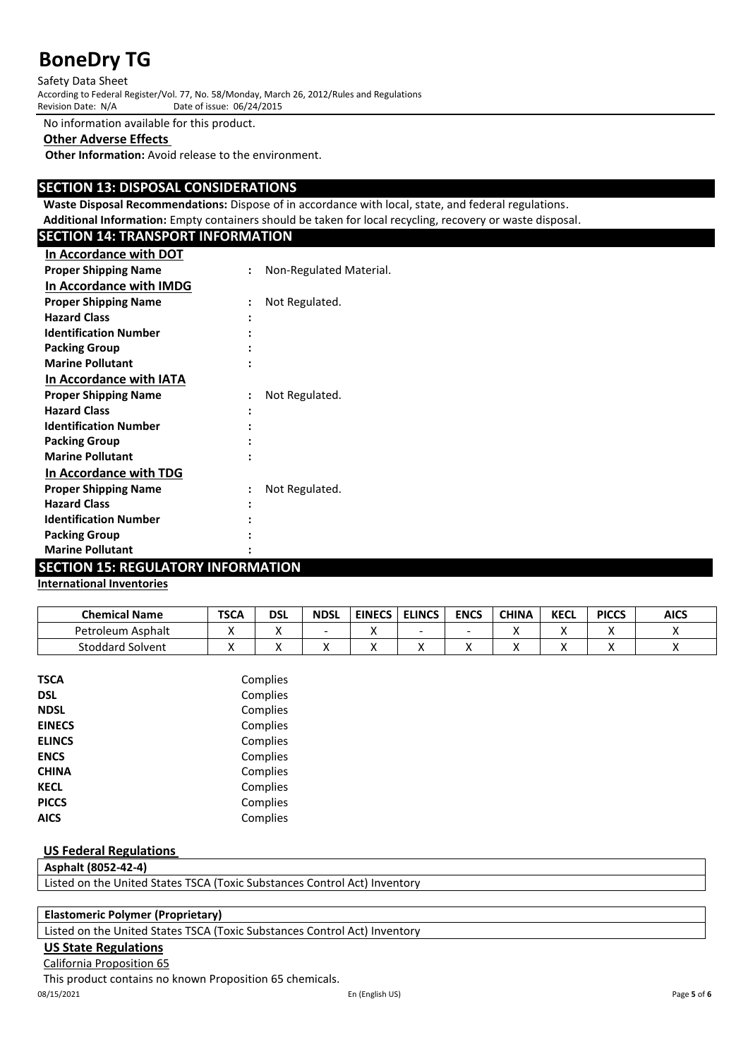No information available for this product.

**Other Adverse Effects**

**Other Information:** Avoid release to the environment.

## SECTION 13: DISPOSAL CONSIDERATIONS

**Waste Disposal Recommendations:** Dispose of in accordance with local, state, and federal regulations.

**Additional Information:** Empty containers should be taken for local recycling, recovery or waste disposal.

## SECTION 14: TRANSPORT INFORMATION

**In Accordance with DOT**

**Proper Shipping Name** : Non-Regulated Material.

**In Accordance with IMDG**

**Proper Shipping Name** : Not Regulated.
**Hazard Class** :
**Identification Number** :
**Packing Group** :
**Marine Pollutant** :

**In Accordance with IATA**

**Proper Shipping Name** : Not Regulated.
**Hazard Class** :
**Identification Number** :
**Packing Group** :
**Marine Pollutant** :

**In Accordance with TDG**

**Proper Shipping Name** : Not Regulated.
**Hazard Class** :
**Identification Number** :
**Packing Group** :
**Marine Pollutant** :

## SECTION 15: REGULATORY INFORMATION

**International Inventories**

| Chemical Name | TSCA | DSL | NDSL | EINECS | ELINCS | ENCS | CHINA | KECL | PICCS | AICS |
|---|---|---|---|---|---|---|---|---|---|---|
| Petroleum Asphalt | X | X | - | X | - | - | X | X | X | X |
| Stoddard Solvent | X | X | X | X | X | X | X | X | X | X |

**TSCA** Complies
**DSL** Complies
**NDSL** Complies
**EINECS** Complies
**ELINCS** Complies
**ENCS** Complies
**CHINA** Complies
**KECL** Complies
**PICCS** Complies
**AICS** Complies

**US Federal Regulations**

| **Asphalt (8052-42-4)** |
|---|
| Listed on the United States TSCA (Toxic Substances Control Act) Inventory |

| **Elastomeric Polymer (Proprietary)** |
|---|
| Listed on the United States TSCA (Toxic Substances Control Act) Inventory |

**US State Regulations**

California Proposition 65

This product contains no known Proposition 65 chemicals.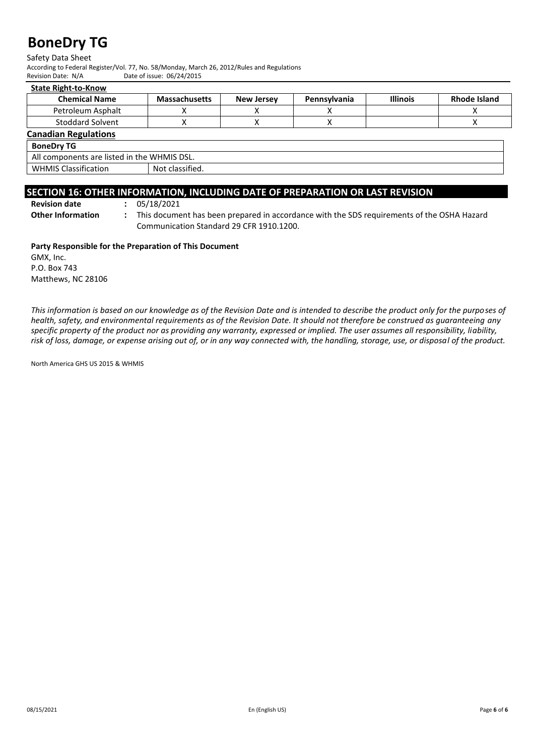**State Right-to-Know**

| Chemical Name | Massachusetts | New Jersey | Pennsylvania | Illinois | Rhode Island |
|---|---|---|---|---|---|
| Petroleum Asphalt | X | X | X | | X |
| Stoddard Solvent | X | X | X | | X |

**Canadian Regulations**

| BoneDry TG | |
|---|---|
| All components are listed in the WHMIS DSL. | |
| WHMIS Classification | Not classified. |

## SECTION 16: OTHER INFORMATION, INCLUDING DATE OF PREPARATION OR LAST REVISION

**Revision date** : 05/18/2021

**Other Information** : This document has been prepared in accordance with the SDS requirements of the OSHA Hazard Communication Standard 29 CFR 1910.1200.

**Party Responsible for the Preparation of This Document**

GMX, Inc.
P.O. Box 743
Matthews, NC 28106

*This information is based on our knowledge as of the Revision Date and is intended to describe the product only for the purposes of health, safety, and environmental requirements as of the Revision Date. It should not therefore be construed as guaranteeing any specific property of the product nor as providing any warranty, expressed or implied. The user assumes all responsibility, liability, risk of loss, damage, or expense arising out of, or in any way connected with, the handling, storage, use, or disposal of the product.*

North America GHS US 2015 & WHMIS